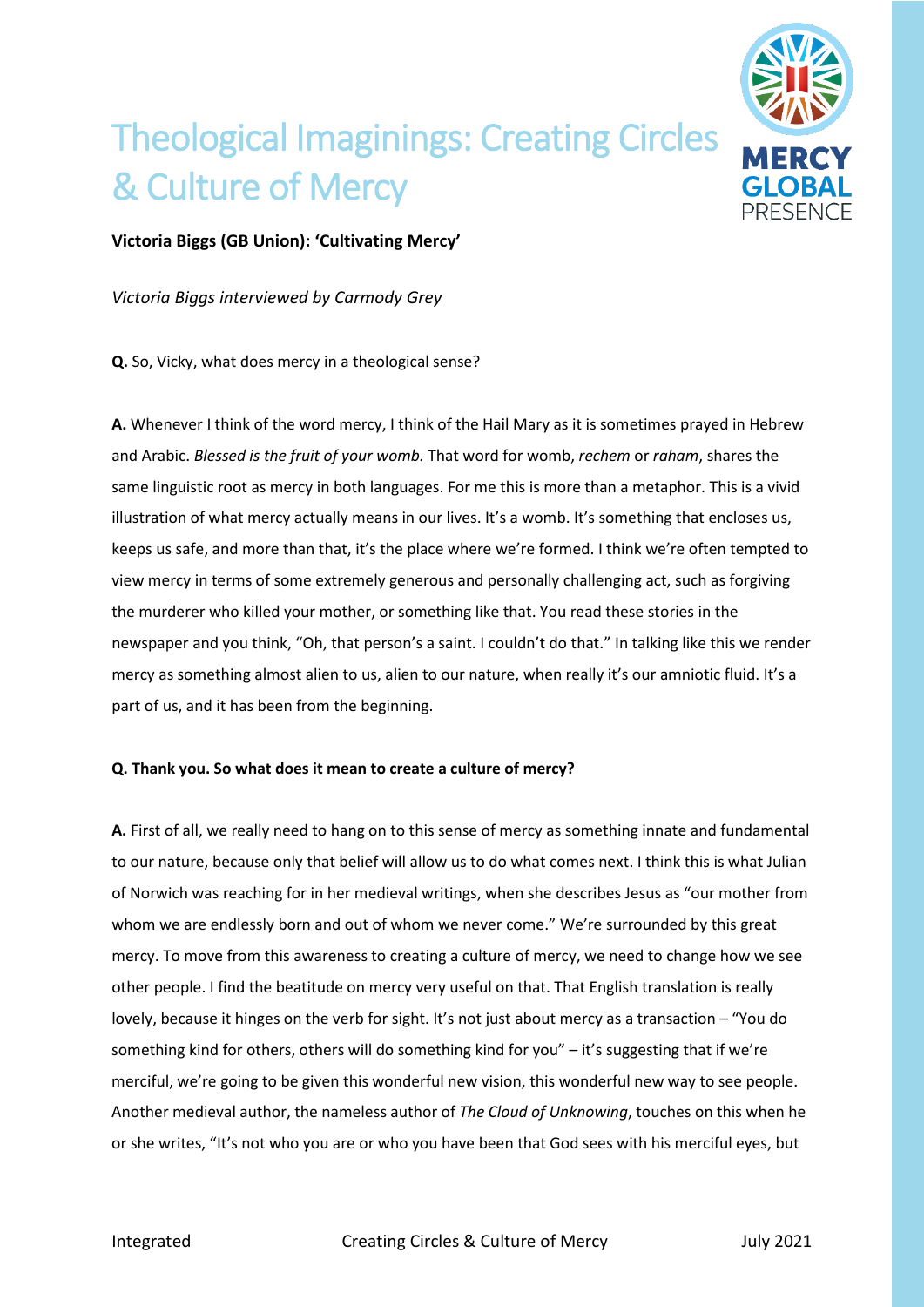# Theological Imaginings: Creating Circles & Culture of Mercy

**Victoria Biggs (GB Union): 'Cultivating Mercy'**

*Victoria Biggs interviewed by Carmody Grey*

**Q.** So, Vicky, what does mercy in a theological sense?

**A.** Whenever I think of the word mercy, I think of the Hail Mary as it is sometimes prayed in Hebrew and Arabic. *Blessed is the fruit of your womb.* That word for womb, *rechem* or *raham*, shares the same linguistic root as mercy in both languages. For me this is more than a metaphor. This is a vivid illustration of what mercy actually means in our lives. It's a womb. It's something that encloses us, keeps us safe, and more than that, it's the place where we're formed. I think we're often tempted to view mercy in terms of some extremely generous and personally challenging act, such as forgiving the murderer who killed your mother, or something like that. You read these stories in the newspaper and you think, "Oh, that person's a saint. I couldn't do that." In talking like this we render mercy as something almost alien to us, alien to our nature, when really it's our amniotic fluid. It's a part of us, and it has been from the beginning.

**Q. Thank you. So what does it mean to create a culture of mercy?**

**A.** First of all, we really need to hang on to this sense of mercy as something innate and fundamental to our nature, because only that belief will allow us to do what comes next. I think this is what Julian of Norwich was reaching for in her medieval writings, when she describes Jesus as "our mother from whom we are endlessly born and out of whom we never come." We're surrounded by this great mercy. To move from this awareness to creating a culture of mercy, we need to change how we see other people. I find the beatitude on mercy very useful on that. That English translation is really lovely, because it hinges on the verb for sight. It's not just about mercy as a transaction – "You do something kind for others, others will do something kind for you" – it's suggesting that if we're merciful, we're going to be given this wonderful new vision, this wonderful new way to see people. Another medieval author, the nameless author of *The Cloud of Unknowing*, touches on this when he or she writes, "It's not who you are or who you have been that God sees with his merciful eyes, but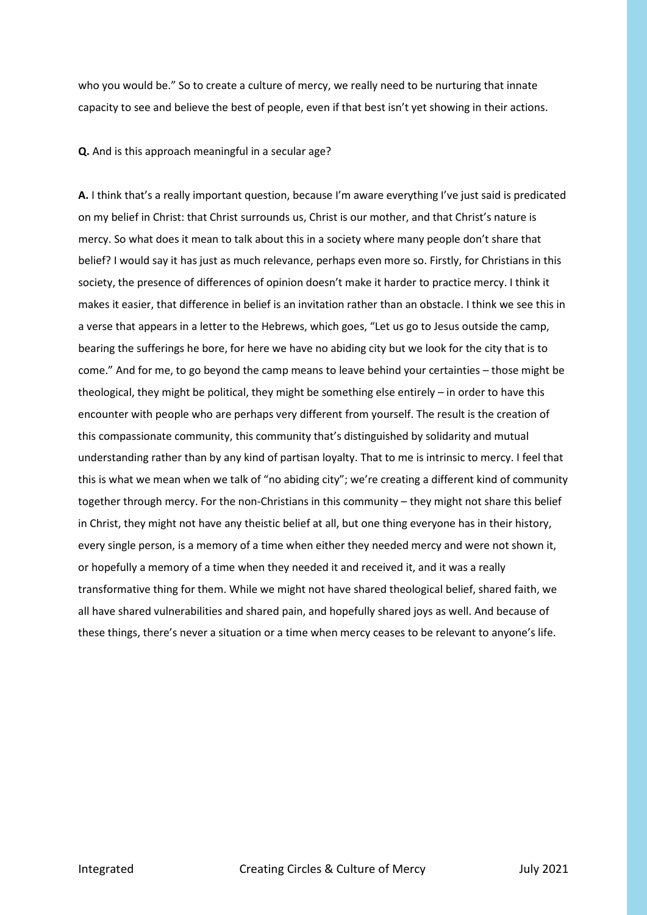who you would be." So to create a culture of mercy, we really need to be nurturing that innate capacity to see and believe the best of people, even if that best isn't yet showing in their actions.

**Q.** And is this approach meaningful in a secular age?

**A.** I think that's a really important question, because I'm aware everything I've just said is predicated on my belief in Christ: that Christ surrounds us, Christ is our mother, and that Christ's nature is mercy. So what does it mean to talk about this in a society where many people don't share that belief? I would say it has just as much relevance, perhaps even more so. Firstly, for Christians in this society, the presence of differences of opinion doesn't make it harder to practice mercy. I think it makes it easier, that difference in belief is an invitation rather than an obstacle. I think we see this in a verse that appears in a letter to the Hebrews, which goes, "Let us go to Jesus outside the camp, bearing the sufferings he bore, for here we have no abiding city but we look for the city that is to come." And for me, to go beyond the camp means to leave behind your certainties – those might be theological, they might be political, they might be something else entirely – in order to have this encounter with people who are perhaps very different from yourself. The result is the creation of this compassionate community, this community that's distinguished by solidarity and mutual understanding rather than by any kind of partisan loyalty. That to me is intrinsic to mercy. I feel that this is what we mean when we talk of "no abiding city"; we're creating a different kind of community together through mercy. For the non-Christians in this community – they might not share this belief in Christ, they might not have any theistic belief at all, but one thing everyone has in their history, every single person, is a memory of a time when either they needed mercy and were not shown it, or hopefully a memory of a time when they needed it and received it, and it was a really transformative thing for them. While we might not have shared theological belief, shared faith, we all have shared vulnerabilities and shared pain, and hopefully shared joys as well. And because of these things, there's never a situation or a time when mercy ceases to be relevant to anyone's life.